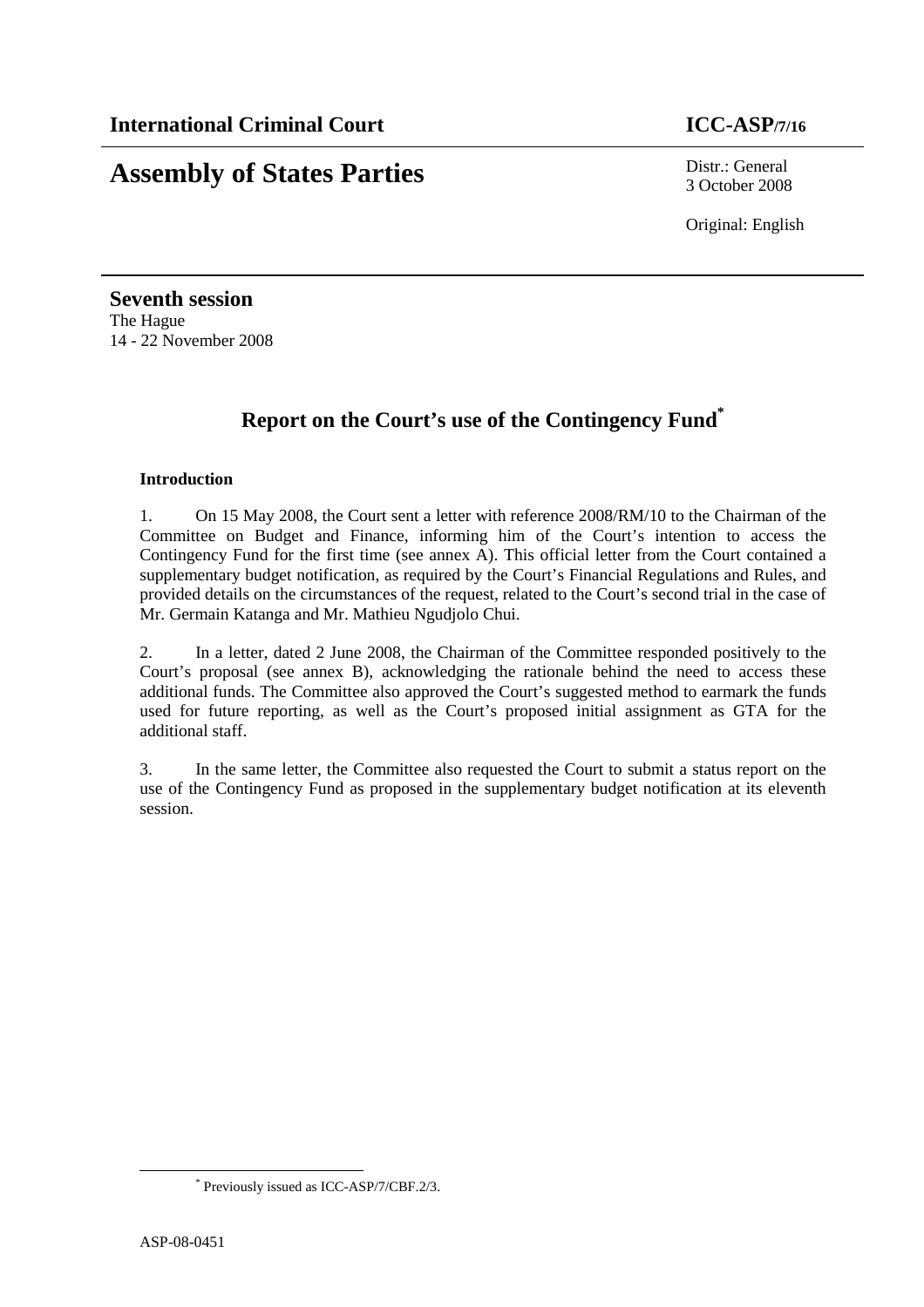**International Criminal Court** **ICC-ASP/7/16**

# Assembly of States Parties

Distr.: General
3 October 2008

Original: English

**Seventh session**
The Hague
14 - 22 November 2008

## Report on the Court's use of the Contingency Fund*

### Introduction

1. On 15 May 2008, the Court sent a letter with reference 2008/RM/10 to the Chairman of the Committee on Budget and Finance, informing him of the Court's intention to access the Contingency Fund for the first time (see annex A). This official letter from the Court contained a supplementary budget notification, as required by the Court's Financial Regulations and Rules, and provided details on the circumstances of the request, related to the Court's second trial in the case of Mr. Germain Katanga and Mr. Mathieu Ngudjolo Chui.

2. In a letter, dated 2 June 2008, the Chairman of the Committee responded positively to the Court's proposal (see annex B), acknowledging the rationale behind the need to access these additional funds. The Committee also approved the Court's suggested method to earmark the funds used for future reporting, as well as the Court's proposed initial assignment as GTA for the additional staff.

3. In the same letter, the Committee also requested the Court to submit a status report on the use of the Contingency Fund as proposed in the supplementary budget notification at its eleventh session.

* Previously issued as ICC-ASP/7/CBF.2/3.

ASP-08-0451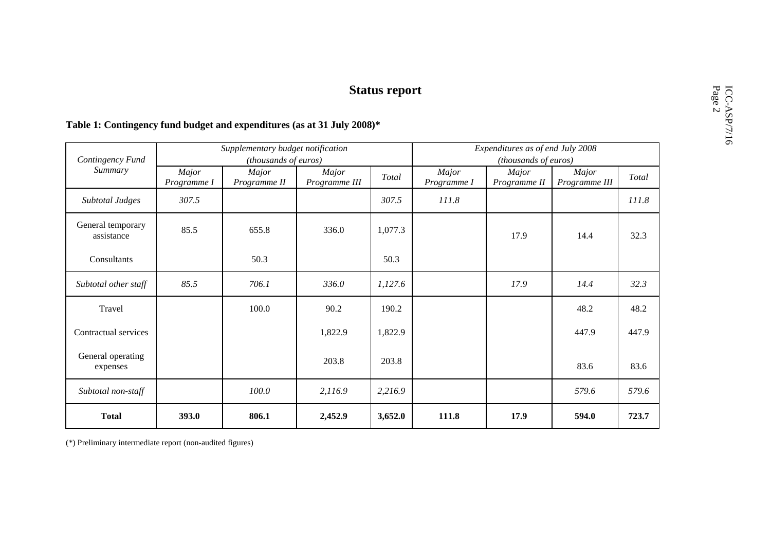## Status report

**Table 1: Contingency fund budget and expenditures (as at 31 July 2008)***

| *Contingency Fund Summary* | *Supplementary budget notification (thousands of euros)* | | | | *Expenditures as of end July 2008 (thousands of euros)* | | | |
|---|---|---|---|---|---|---|---|---|
| | *Major Programme I* | *Major Programme II* | *Major Programme III* | *Total* | *Major Programme I* | *Major Programme II* | *Major Programme III* | *Total* |
| *Subtotal Judges* | *307.5* | | | *307.5* | *111.8* | | | *111.8* |
| General temporary assistance | 85.5 | 655.8 | 336.0 | 1,077.3 | | 17.9 | 14.4 | 32.3 |
| Consultants | | 50.3 | | 50.3 | | | | |
| *Subtotal other staff* | *85.5* | *706.1* | *336.0* | *1,127.6* | | *17.9* | *14.4* | *32.3* |
| Travel | | 100.0 | 90.2 | 190.2 | | | 48.2 | 48.2 |
| Contractual services | | | 1,822.9 | 1,822.9 | | | 447.9 | 447.9 |
| General operating expenses | | | 203.8 | 203.8 | | | 83.6 | 83.6 |
| *Subtotal non-staff* | | *100.0* | *2,116.9* | *2,216.9* | | | *579.6* | *579.6* |
| **Total** | **393.0** | **806.1** | **2,452.9** | **3,652.0** | **111.8** | **17.9** | **594.0** | **723.7** |

(*) Preliminary intermediate report (non-audited figures)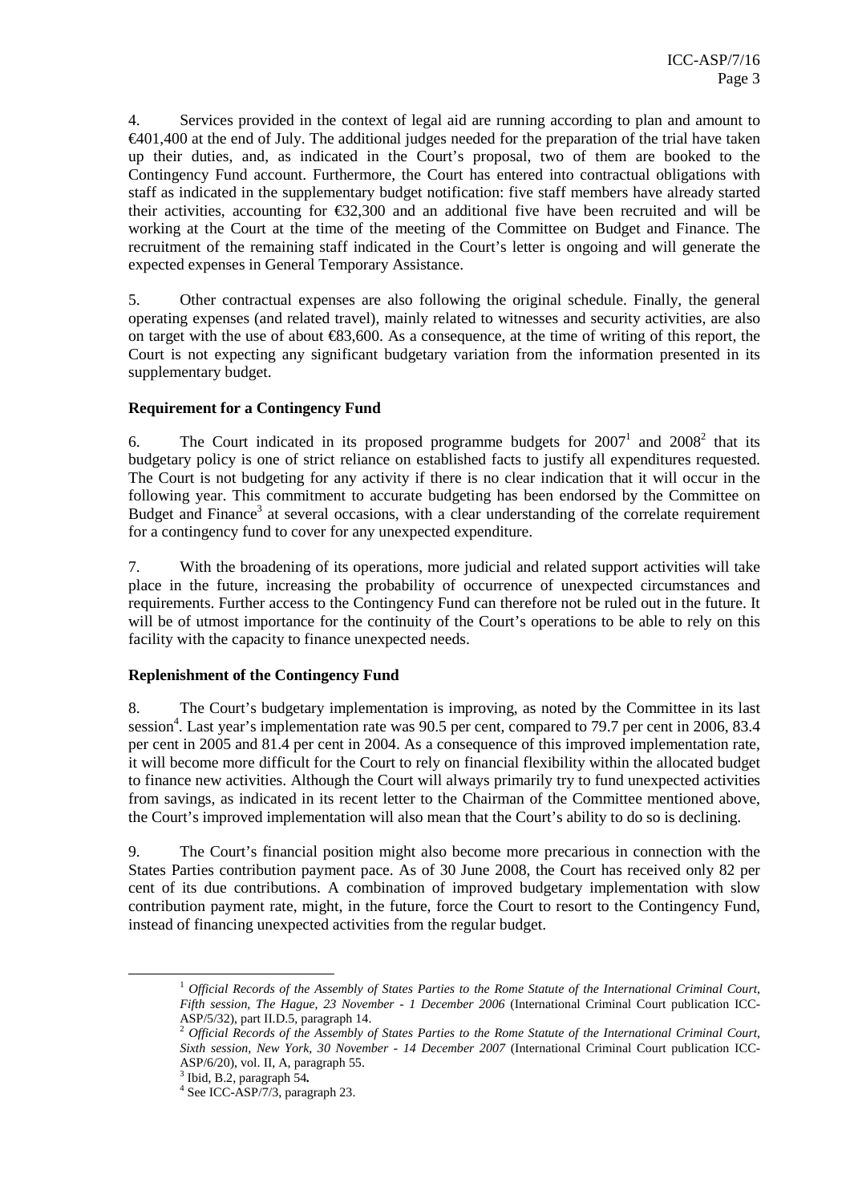4. Services provided in the context of legal aid are running according to plan and amount to €401,400 at the end of July. The additional judges needed for the preparation of the trial have taken up their duties, and, as indicated in the Court's proposal, two of them are booked to the Contingency Fund account. Furthermore, the Court has entered into contractual obligations with staff as indicated in the supplementary budget notification: five staff members have already started their activities, accounting for €32,300 and an additional five have been recruited and will be working at the Court at the time of the meeting of the Committee on Budget and Finance. The recruitment of the remaining staff indicated in the Court's letter is ongoing and will generate the expected expenses in General Temporary Assistance.

5. Other contractual expenses are also following the original schedule. Finally, the general operating expenses (and related travel), mainly related to witnesses and security activities, are also on target with the use of about €83,600. As a consequence, at the time of writing of this report, the Court is not expecting any significant budgetary variation from the information presented in its supplementary budget.

**Requirement for a Contingency Fund**

6. The Court indicated in its proposed programme budgets for 2007[1] and 2008[2] that its budgetary policy is one of strict reliance on established facts to justify all expenditures requested. The Court is not budgeting for any activity if there is no clear indication that it will occur in the following year. This commitment to accurate budgeting has been endorsed by the Committee on Budget and Finance[3] at several occasions, with a clear understanding of the correlate requirement for a contingency fund to cover for any unexpected expenditure.

7. With the broadening of its operations, more judicial and related support activities will take place in the future, increasing the probability of occurrence of unexpected circumstances and requirements. Further access to the Contingency Fund can therefore not be ruled out in the future. It will be of utmost importance for the continuity of the Court's operations to be able to rely on this facility with the capacity to finance unexpected needs.

**Replenishment of the Contingency Fund**

8. The Court's budgetary implementation is improving, as noted by the Committee in its last session[4]. Last year's implementation rate was 90.5 per cent, compared to 79.7 per cent in 2006, 83.4 per cent in 2005 and 81.4 per cent in 2004. As a consequence of this improved implementation rate, it will become more difficult for the Court to rely on financial flexibility within the allocated budget to finance new activities. Although the Court will always primarily try to fund unexpected activities from savings, as indicated in its recent letter to the Chairman of the Committee mentioned above, the Court's improved implementation will also mean that the Court's ability to do so is declining.

9. The Court's financial position might also become more precarious in connection with the States Parties contribution payment pace. As of 30 June 2008, the Court has received only 82 per cent of its due contributions. A combination of improved budgetary implementation with slow contribution payment rate, might, in the future, force the Court to resort to the Contingency Fund, instead of financing unexpected activities from the regular budget.

---

[1] *Official Records of the Assembly of States Parties to the Rome Statute of the International Criminal Court, Fifth session, The Hague, 23 November - 1 December 2006* (International Criminal Court publication ICC-ASP/5/32), part II.D.5, paragraph 14.

[2] *Official Records of the Assembly of States Parties to the Rome Statute of the International Criminal Court, Sixth session, New York, 30 November - 14 December 2007* (International Criminal Court publication ICC-ASP/6/20), vol. II, A, paragraph 55.

[3] Ibid, B.2, paragraph 54**.**

[4] See ICC-ASP/7/3, paragraph 23.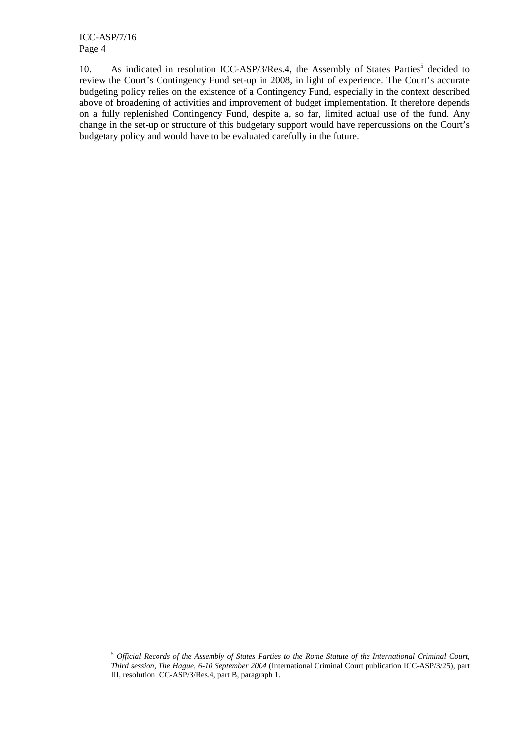10. As indicated in resolution ICC-ASP/3/Res.4, the Assembly of States Parties[5] decided to review the Court's Contingency Fund set-up in 2008, in light of experience. The Court's accurate budgeting policy relies on the existence of a Contingency Fund, especially in the context described above of broadening of activities and improvement of budget implementation. It therefore depends on a fully replenished Contingency Fund, despite a, so far, limited actual use of the fund. Any change in the set-up or structure of this budgetary support would have repercussions on the Court's budgetary policy and would have to be evaluated carefully in the future.

[5] *Official Records of the Assembly of States Parties to the Rome Statute of the International Criminal Court, Third session, The Hague, 6-10 September 2004* (International Criminal Court publication ICC-ASP/3/25), part III, resolution ICC-ASP/3/Res.4, part B, paragraph 1.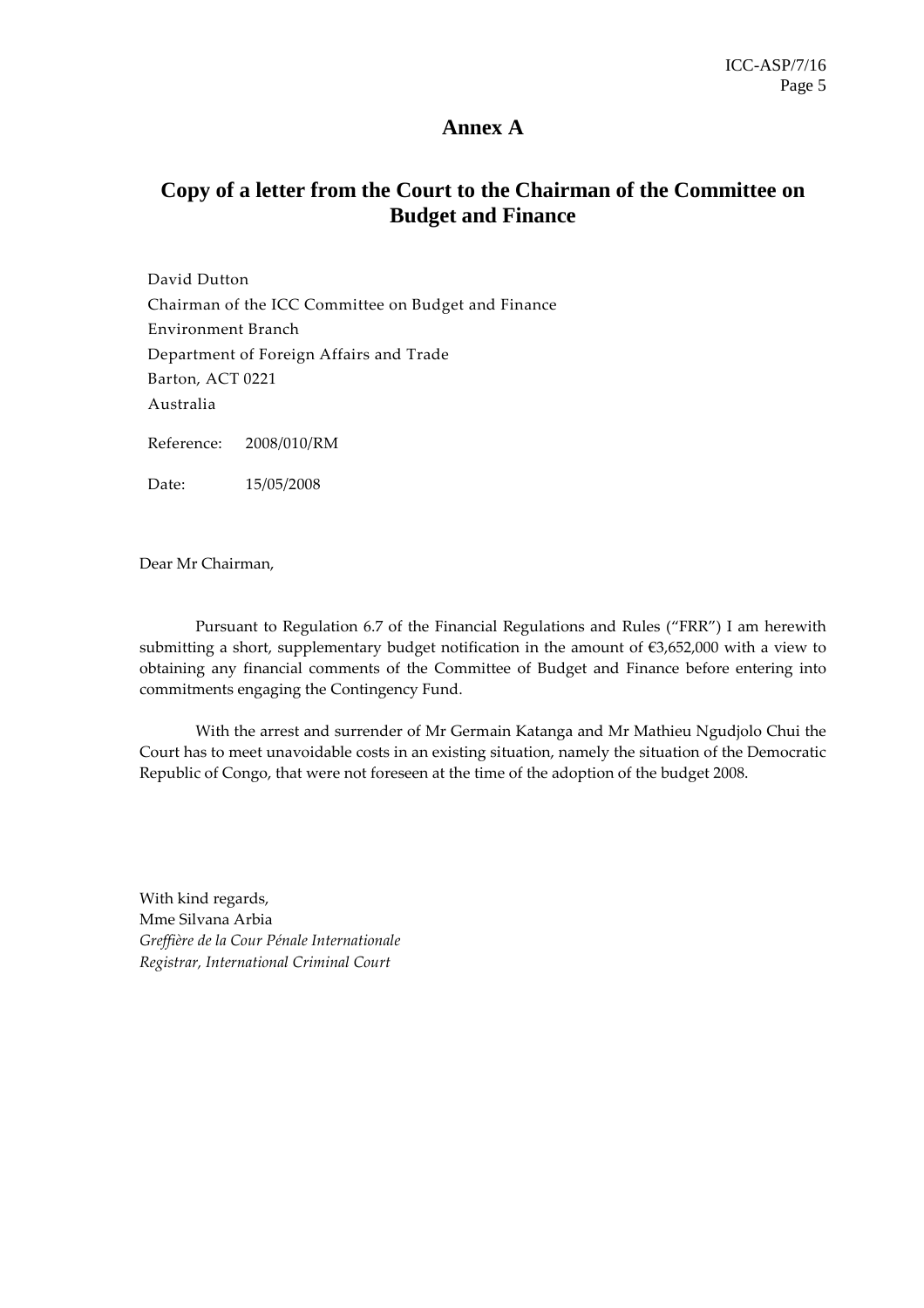# Annex A

## Copy of a letter from the Court to the Chairman of the Committee on Budget and Finance

David Dutton
Chairman of the ICC Committee on Budget and Finance
Environment Branch
Department of Foreign Affairs and Trade
Barton, ACT 0221
Australia

Reference: 2008/010/RM

Date: 15/05/2008

Dear Mr Chairman,

Pursuant to Regulation 6.7 of the Financial Regulations and Rules ("FRR") I am herewith submitting a short, supplementary budget notification in the amount of €3,652,000 with a view to obtaining any financial comments of the Committee of Budget and Finance before entering into commitments engaging the Contingency Fund.

With the arrest and surrender of Mr Germain Katanga and Mr Mathieu Ngudjolo Chui the Court has to meet unavoidable costs in an existing situation, namely the situation of the Democratic Republic of Congo, that were not foreseen at the time of the adoption of the budget 2008.

With kind regards,
Mme Silvana Arbia
*Greffière de la Cour Pénale Internationale*
*Registrar, International Criminal Court*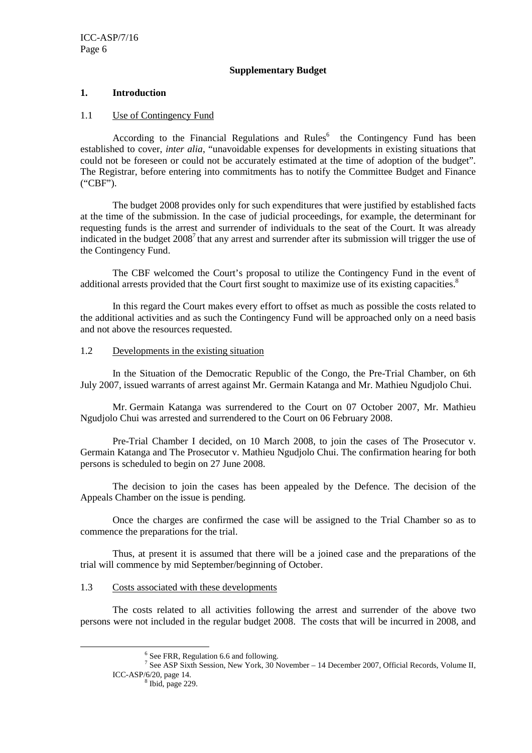## Supplementary Budget

### 1. Introduction

#### 1.1 Use of Contingency Fund

According to the Financial Regulations and Rules[6] the Contingency Fund has been established to cover, *inter alia*, "unavoidable expenses for developments in existing situations that could not be foreseen or could not be accurately estimated at the time of adoption of the budget". The Registrar, before entering into commitments has to notify the Committee Budget and Finance ("CBF").

The budget 2008 provides only for such expenditures that were justified by established facts at the time of the submission. In the case of judicial proceedings, for example, the determinant for requesting funds is the arrest and surrender of individuals to the seat of the Court. It was already indicated in the budget 2008[7] that any arrest and surrender after its submission will trigger the use of the Contingency Fund.

The CBF welcomed the Court's proposal to utilize the Contingency Fund in the event of additional arrests provided that the Court first sought to maximize use of its existing capacities.[8]

In this regard the Court makes every effort to offset as much as possible the costs related to the additional activities and as such the Contingency Fund will be approached only on a need basis and not above the resources requested.

#### 1.2 Developments in the existing situation

In the Situation of the Democratic Republic of the Congo, the Pre-Trial Chamber, on 6th July 2007, issued warrants of arrest against Mr. Germain Katanga and Mr. Mathieu Ngudjolo Chui.

Mr. Germain Katanga was surrendered to the Court on 07 October 2007, Mr. Mathieu Ngudjolo Chui was arrested and surrendered to the Court on 06 February 2008.

Pre-Trial Chamber I decided, on 10 March 2008, to join the cases of The Prosecutor v. Germain Katanga and The Prosecutor v. Mathieu Ngudjolo Chui. The confirmation hearing for both persons is scheduled to begin on 27 June 2008.

The decision to join the cases has been appealed by the Defence. The decision of the Appeals Chamber on the issue is pending.

Once the charges are confirmed the case will be assigned to the Trial Chamber so as to commence the preparations for the trial.

Thus, at present it is assumed that there will be a joined case and the preparations of the trial will commence by mid September/beginning of October.

#### 1.3 Costs associated with these developments

The costs related to all activities following the arrest and surrender of the above two persons were not included in the regular budget 2008. The costs that will be incurred in 2008, and

---

[6] See FRR, Regulation 6.6 and following.

[7] See ASP Sixth Session, New York, 30 November – 14 December 2007, Official Records, Volume II, ICC-ASP/6/20, page 14.

[8] Ibid, page 229.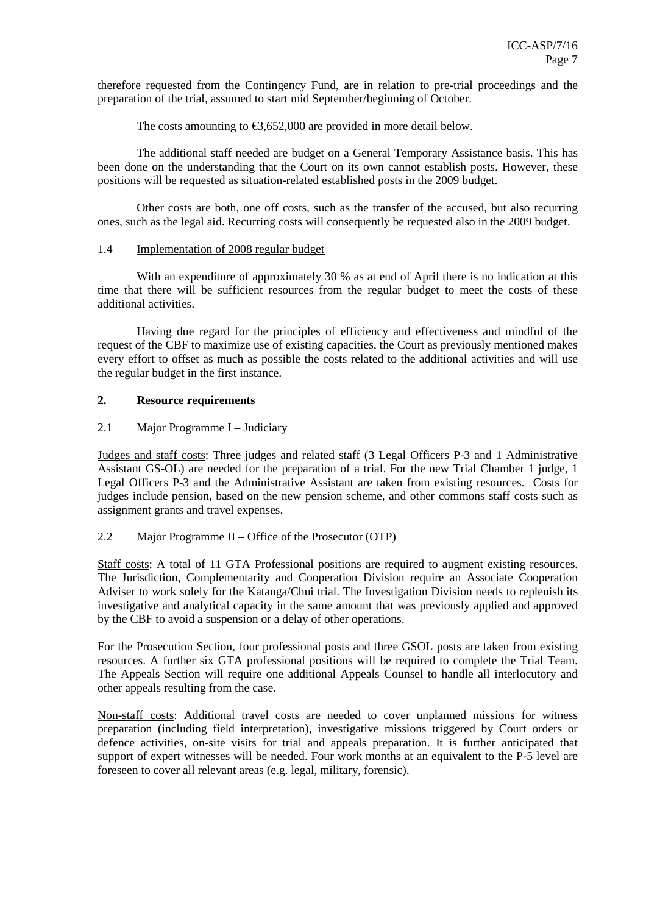therefore requested from the Contingency Fund, are in relation to pre-trial proceedings and the preparation of the trial, assumed to start mid September/beginning of October.

The costs amounting to €3,652,000 are provided in more detail below.

The additional staff needed are budget on a General Temporary Assistance basis. This has been done on the understanding that the Court on its own cannot establish posts. However, these positions will be requested as situation-related established posts in the 2009 budget.

Other costs are both, one off costs, such as the transfer of the accused, but also recurring ones, such as the legal aid. Recurring costs will consequently be requested also in the 2009 budget.

### 1.4 Implementation of 2008 regular budget

With an expenditure of approximately 30 % as at end of April there is no indication at this time that there will be sufficient resources from the regular budget to meet the costs of these additional activities.

Having due regard for the principles of efficiency and effectiveness and mindful of the request of the CBF to maximize use of existing capacities, the Court as previously mentioned makes every effort to offset as much as possible the costs related to the additional activities and will use the regular budget in the first instance.

## 2. Resource requirements

### 2.1 Major Programme I – Judiciary

Judges and staff costs: Three judges and related staff (3 Legal Officers P-3 and 1 Administrative Assistant GS-OL) are needed for the preparation of a trial. For the new Trial Chamber 1 judge, 1 Legal Officers P-3 and the Administrative Assistant are taken from existing resources. Costs for judges include pension, based on the new pension scheme, and other commons staff costs such as assignment grants and travel expenses.

### 2.2 Major Programme II – Office of the Prosecutor (OTP)

Staff costs: A total of 11 GTA Professional positions are required to augment existing resources. The Jurisdiction, Complementarity and Cooperation Division require an Associate Cooperation Adviser to work solely for the Katanga/Chui trial. The Investigation Division needs to replenish its investigative and analytical capacity in the same amount that was previously applied and approved by the CBF to avoid a suspension or a delay of other operations.

For the Prosecution Section, four professional posts and three GSOL posts are taken from existing resources. A further six GTA professional positions will be required to complete the Trial Team. The Appeals Section will require one additional Appeals Counsel to handle all interlocutory and other appeals resulting from the case.

Non-staff costs: Additional travel costs are needed to cover unplanned missions for witness preparation (including field interpretation), investigative missions triggered by Court orders or defence activities, on-site visits for trial and appeals preparation. It is further anticipated that support of expert witnesses will be needed. Four work months at an equivalent to the P-5 level are foreseen to cover all relevant areas (e.g. legal, military, forensic).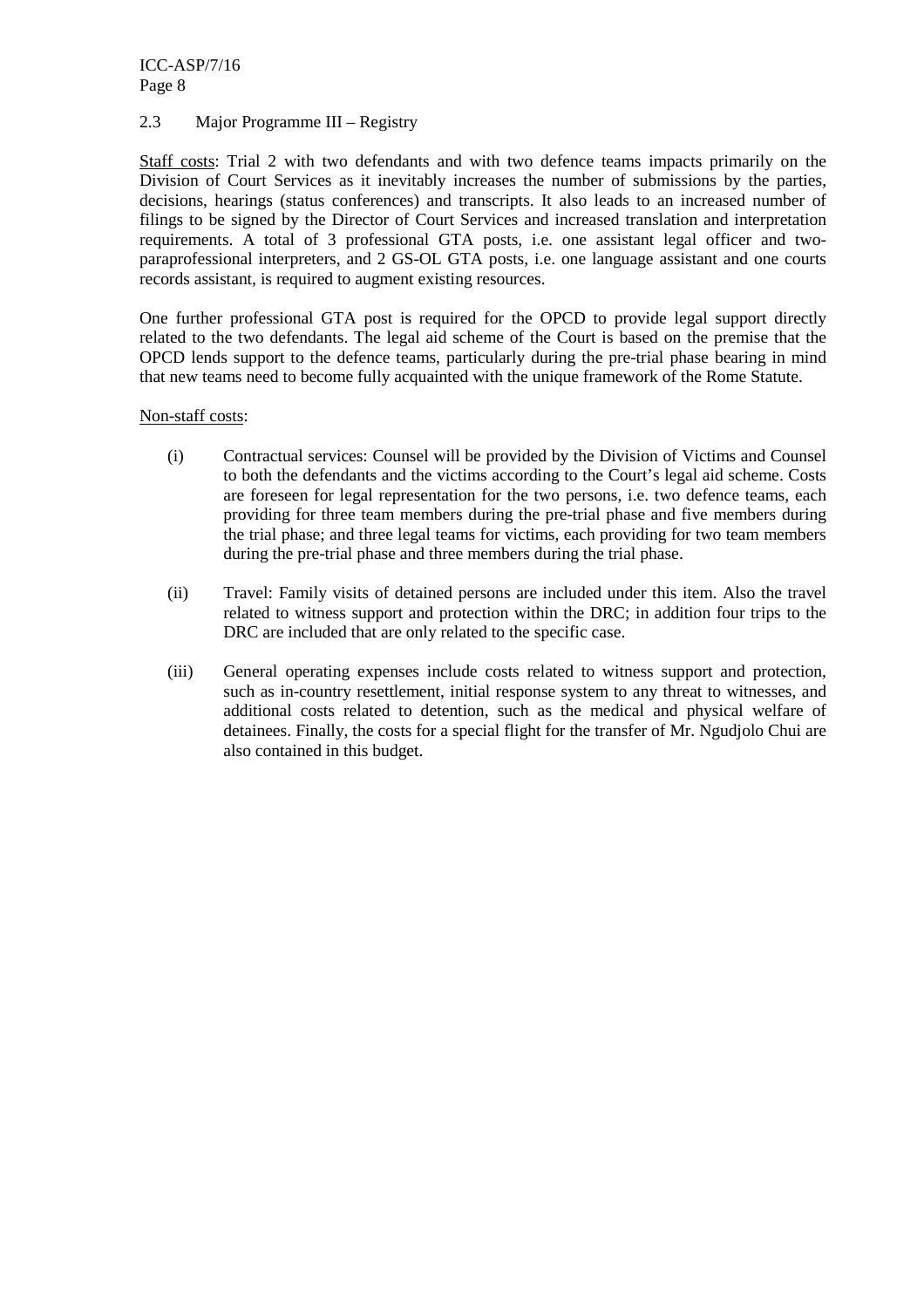## 2.3 Major Programme III – Registry

Staff costs: Trial 2 with two defendants and with two defence teams impacts primarily on the Division of Court Services as it inevitably increases the number of submissions by the parties, decisions, hearings (status conferences) and transcripts. It also leads to an increased number of filings to be signed by the Director of Court Services and increased translation and interpretation requirements. A total of 3 professional GTA posts, i.e. one assistant legal officer and two-paraprofessional interpreters, and 2 GS-OL GTA posts, i.e. one language assistant and one courts records assistant, is required to augment existing resources.

One further professional GTA post is required for the OPCD to provide legal support directly related to the two defendants. The legal aid scheme of the Court is based on the premise that the OPCD lends support to the defence teams, particularly during the pre-trial phase bearing in mind that new teams need to become fully acquainted with the unique framework of the Rome Statute.

Non-staff costs:

(i) Contractual services: Counsel will be provided by the Division of Victims and Counsel to both the defendants and the victims according to the Court's legal aid scheme. Costs are foreseen for legal representation for the two persons, i.e. two defence teams, each providing for three team members during the pre-trial phase and five members during the trial phase; and three legal teams for victims, each providing for two team members during the pre-trial phase and three members during the trial phase.

(ii) Travel: Family visits of detained persons are included under this item. Also the travel related to witness support and protection within the DRC; in addition four trips to the DRC are included that are only related to the specific case.

(iii) General operating expenses include costs related to witness support and protection, such as in-country resettlement, initial response system to any threat to witnesses, and additional costs related to detention, such as the medical and physical welfare of detainees. Finally, the costs for a special flight for the transfer of Mr. Ngudjolo Chui are also contained in this budget.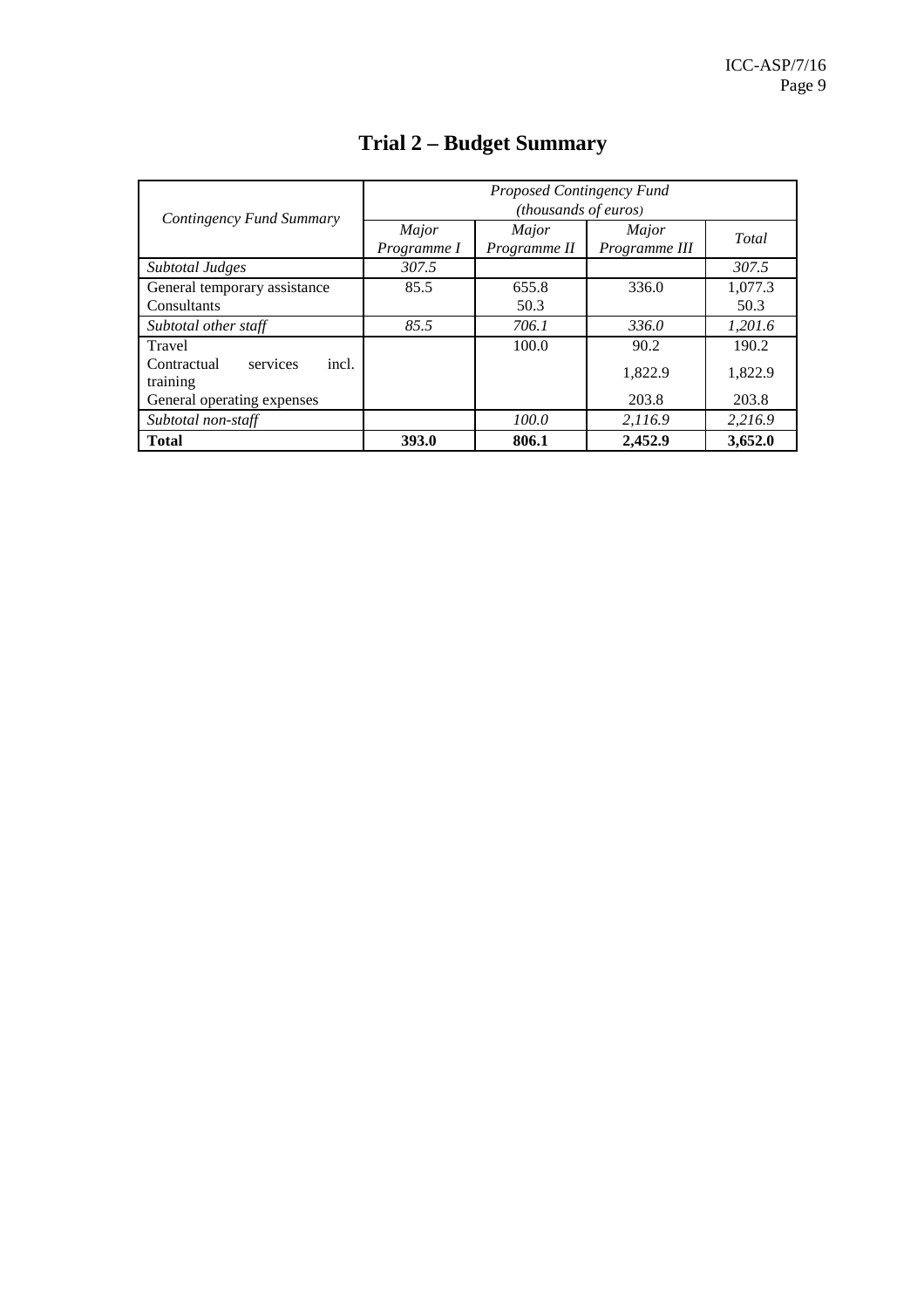# Trial 2 – Budget Summary

| *Contingency Fund Summary* | *Proposed Contingency Fund (thousands of euros)* | | | |
|---|---|---|---|---|
| | *Major Programme I* | *Major Programme II* | *Major Programme III* | *Total* |
| *Subtotal Judges* | *307.5* | | | *307.5* |
| General temporary assistance | 85.5 | 655.8 | 336.0 | 1,077.3 |
| Consultants | | 50.3 | | 50.3 |
| *Subtotal other staff* | *85.5* | *706.1* | *336.0* | *1,201.6* |
| Travel | | 100.0 | 90.2 | 190.2 |
| Contractual services incl. training | | | 1,822.9 | 1,822.9 |
| General operating expenses | | | 203.8 | 203.8 |
| *Subtotal non-staff* | | *100.0* | *2,116.9* | *2,216.9* |
| **Total** | **393.0** | **806.1** | **2,452.9** | **3,652.0** |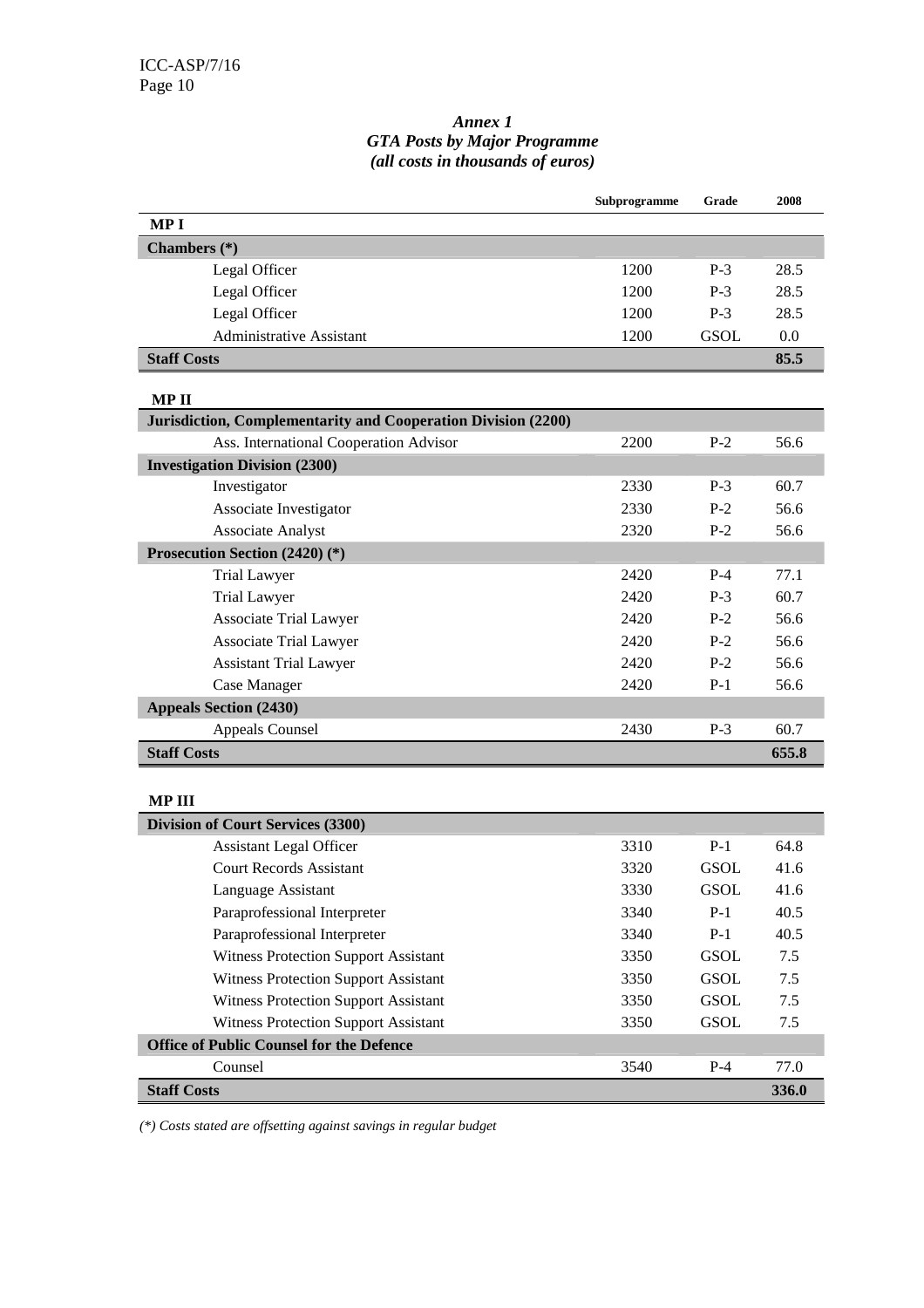*Annex 1*
*GTA Posts by Major Programme*
*(all costs in thousands of euros)*

| | Subprogramme | Grade | 2008 |
|---|---|---|---|
| **MP I** | | | |
| **Chambers (*)** | | | |
| Legal Officer | 1200 | P-3 | 28.5 |
| Legal Officer | 1200 | P-3 | 28.5 |
| Legal Officer | 1200 | P-3 | 28.5 |
| Administrative Assistant | 1200 | GSOL | 0.0 |
| **Staff Costs** | | | **85.5** |

| | Subprogramme | Grade | 2008 |
|---|---|---|---|
| **MP II** | | | |
| **Jurisdiction, Complementarity and Cooperation Division (2200)** | | | |
| Ass. International Cooperation Advisor | 2200 | P-2 | 56.6 |
| **Investigation Division (2300)** | | | |
| Investigator | 2330 | P-3 | 60.7 |
| Associate Investigator | 2330 | P-2 | 56.6 |
| Associate Analyst | 2320 | P-2 | 56.6 |
| **Prosecution Section (2420) (*)** | | | |
| Trial Lawyer | 2420 | P-4 | 77.1 |
| Trial Lawyer | 2420 | P-3 | 60.7 |
| Associate Trial Lawyer | 2420 | P-2 | 56.6 |
| Associate Trial Lawyer | 2420 | P-2 | 56.6 |
| Assistant Trial Lawyer | 2420 | P-2 | 56.6 |
| Case Manager | 2420 | P-1 | 56.6 |
| **Appeals Section (2430)** | | | |
| Appeals Counsel | 2430 | P-3 | 60.7 |
| **Staff Costs** | | | **655.8** |

| | Subprogramme | Grade | 2008 |
|---|---|---|---|
| **MP III** | | | |
| **Division of Court Services (3300)** | | | |
| Assistant Legal Officer | 3310 | P-1 | 64.8 |
| Court Records Assistant | 3320 | GSOL | 41.6 |
| Language Assistant | 3330 | GSOL | 41.6 |
| Paraprofessional Interpreter | 3340 | P-1 | 40.5 |
| Paraprofessional Interpreter | 3340 | P-1 | 40.5 |
| Witness Protection Support Assistant | 3350 | GSOL | 7.5 |
| Witness Protection Support Assistant | 3350 | GSOL | 7.5 |
| Witness Protection Support Assistant | 3350 | GSOL | 7.5 |
| Witness Protection Support Assistant | 3350 | GSOL | 7.5 |
| **Office of Public Counsel for the Defence** | | | |
| Counsel | 3540 | P-4 | 77.0 |
| **Staff Costs** | | | **336.0** |

*(*) Costs stated are offsetting against savings in regular budget*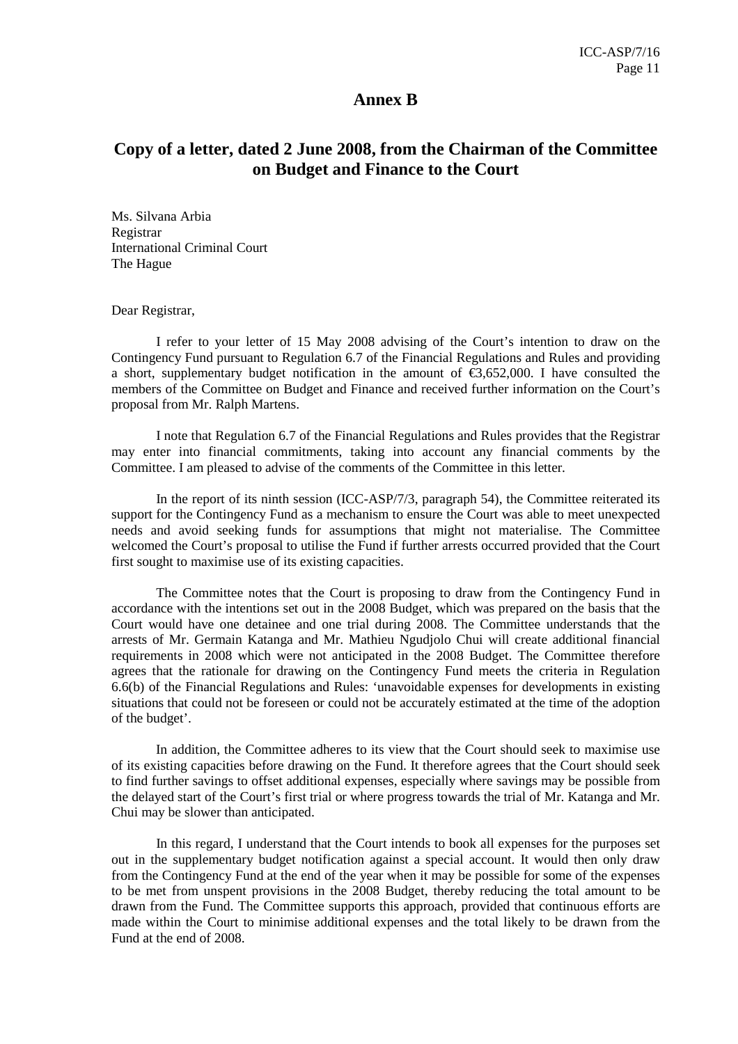# Annex B

## Copy of a letter, dated 2 June 2008, from the Chairman of the Committee on Budget and Finance to the Court

Ms. Silvana Arbia
Registrar
International Criminal Court
The Hague

Dear Registrar,

I refer to your letter of 15 May 2008 advising of the Court's intention to draw on the Contingency Fund pursuant to Regulation 6.7 of the Financial Regulations and Rules and providing a short, supplementary budget notification in the amount of €3,652,000. I have consulted the members of the Committee on Budget and Finance and received further information on the Court's proposal from Mr. Ralph Martens.

I note that Regulation 6.7 of the Financial Regulations and Rules provides that the Registrar may enter into financial commitments, taking into account any financial comments by the Committee. I am pleased to advise of the comments of the Committee in this letter.

In the report of its ninth session (ICC-ASP/7/3, paragraph 54), the Committee reiterated its support for the Contingency Fund as a mechanism to ensure the Court was able to meet unexpected needs and avoid seeking funds for assumptions that might not materialise. The Committee welcomed the Court's proposal to utilise the Fund if further arrests occurred provided that the Court first sought to maximise use of its existing capacities.

The Committee notes that the Court is proposing to draw from the Contingency Fund in accordance with the intentions set out in the 2008 Budget, which was prepared on the basis that the Court would have one detainee and one trial during 2008. The Committee understands that the arrests of Mr. Germain Katanga and Mr. Mathieu Ngudjolo Chui will create additional financial requirements in 2008 which were not anticipated in the 2008 Budget. The Committee therefore agrees that the rationale for drawing on the Contingency Fund meets the criteria in Regulation 6.6(b) of the Financial Regulations and Rules: 'unavoidable expenses for developments in existing situations that could not be foreseen or could not be accurately estimated at the time of the adoption of the budget'.

In addition, the Committee adheres to its view that the Court should seek to maximise use of its existing capacities before drawing on the Fund. It therefore agrees that the Court should seek to find further savings to offset additional expenses, especially where savings may be possible from the delayed start of the Court's first trial or where progress towards the trial of Mr. Katanga and Mr. Chui may be slower than anticipated.

In this regard, I understand that the Court intends to book all expenses for the purposes set out in the supplementary budget notification against a special account. It would then only draw from the Contingency Fund at the end of the year when it may be possible for some of the expenses to be met from unspent provisions in the 2008 Budget, thereby reducing the total amount to be drawn from the Fund. The Committee supports this approach, provided that continuous efforts are made within the Court to minimise additional expenses and the total likely to be drawn from the Fund at the end of 2008.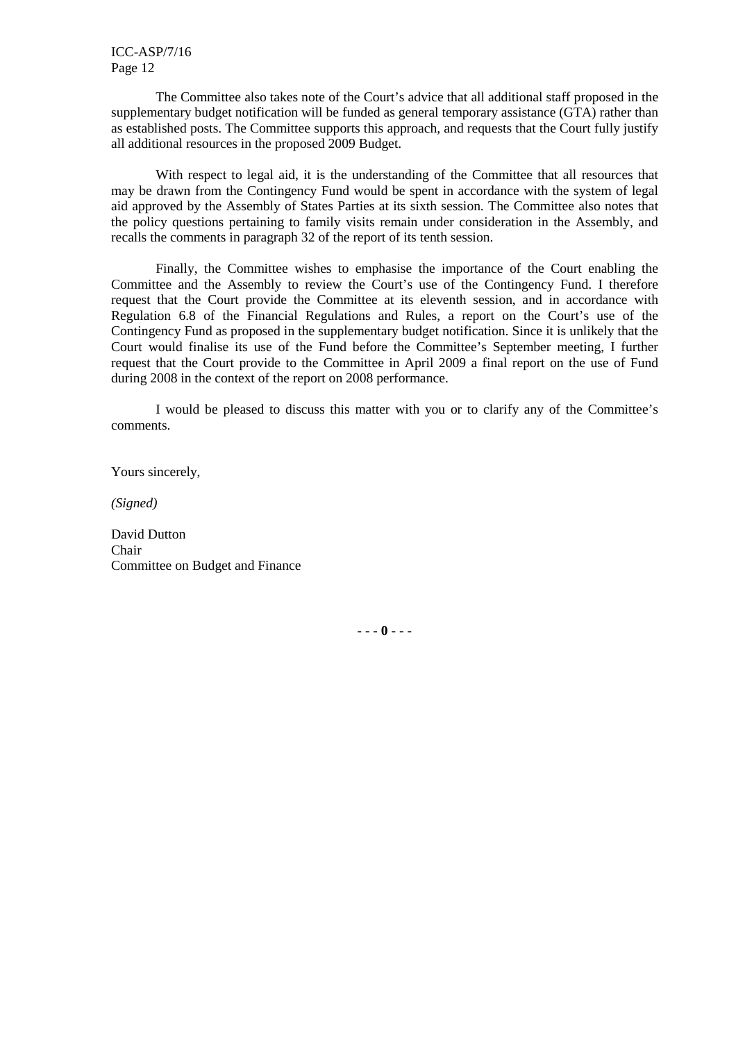The Committee also takes note of the Court's advice that all additional staff proposed in the supplementary budget notification will be funded as general temporary assistance (GTA) rather than as established posts. The Committee supports this approach, and requests that the Court fully justify all additional resources in the proposed 2009 Budget.

With respect to legal aid, it is the understanding of the Committee that all resources that may be drawn from the Contingency Fund would be spent in accordance with the system of legal aid approved by the Assembly of States Parties at its sixth session. The Committee also notes that the policy questions pertaining to family visits remain under consideration in the Assembly, and recalls the comments in paragraph 32 of the report of its tenth session.

Finally, the Committee wishes to emphasise the importance of the Court enabling the Committee and the Assembly to review the Court's use of the Contingency Fund. I therefore request that the Court provide the Committee at its eleventh session, and in accordance with Regulation 6.8 of the Financial Regulations and Rules, a report on the Court's use of the Contingency Fund as proposed in the supplementary budget notification. Since it is unlikely that the Court would finalise its use of the Fund before the Committee's September meeting, I further request that the Court provide to the Committee in April 2009 a final report on the use of Fund during 2008 in the context of the report on 2008 performance.

I would be pleased to discuss this matter with you or to clarify any of the Committee's comments.

Yours sincerely,

*(Signed)*

David Dutton
Chair
Committee on Budget and Finance

**- - - 0 - - -**